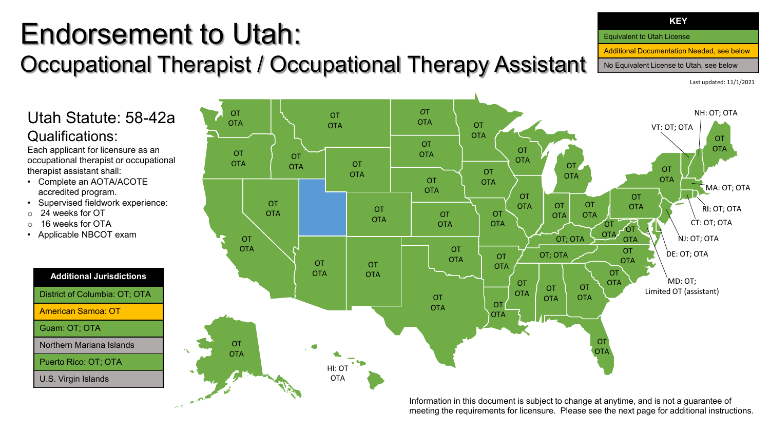# Endorsement to Utah:
## Occupational Therapist / Occupational Therapy Assistant

| KEY |
| --- |
| Equivalent to Utah License |
| Additional Documentation Needed, see below |
| No Equivalent License to Utah, see below |

Last updated: 11/1/2021

## Utah Statute: 58-42a
### Qualifications:

Each applicant for licensure as an occupational therapist or occupational therapist assistant shall:

- Complete an AOTA/ACOTE accredited program.
- Supervised fieldwork experience:
  - 24 weeks for OT
  - 16 weeks for OTA
- Applicable NBCOT exam

| Additional Jurisdictions |
| --- |
| District of Columbia: OT; OTA |
| American Samoa: OT |
| Guam: OT; OTA |
| Northern Mariana Islands |
| Puerto Rico: OT; OTA |
| U.S. Virgin Islands |

NH: OT; OTA
VT: OT; OTA
MA: OT; OTA
RI: OT; OTA
CT: OT; OTA
NJ: OT; OTA
DE: OT; OTA
MD: OT; Limited OT (assistant)
HI: OT OTA

Information in this document is subject to change at anytime, and is not a guarantee of meeting the requirements for licensure. Please see the next page for additional instructions.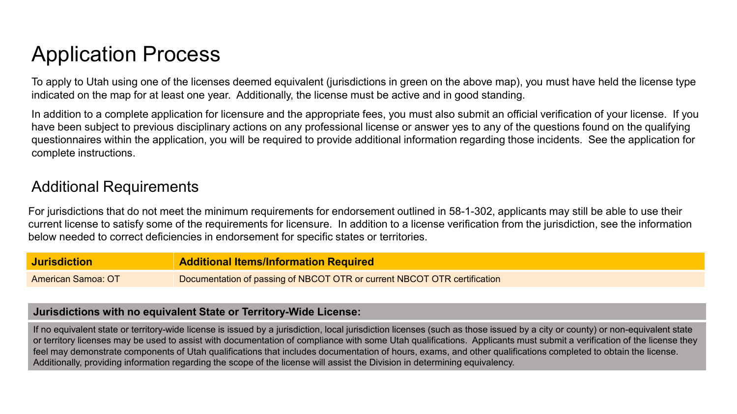# Application Process

To apply to Utah using one of the licenses deemed equivalent (jurisdictions in green on the above map), you must have held the license type indicated on the map for at least one year. Additionally, the license must be active and in good standing.

In addition to a complete application for licensure and the appropriate fees, you must also submit an official verification of your license. If you have been subject to previous disciplinary actions on any professional license or answer yes to any of the questions found on the qualifying questionnaires within the application, you will be required to provide additional information regarding those incidents. See the application for complete instructions.

## Additional Requirements

For jurisdictions that do not meet the minimum requirements for endorsement outlined in 58-1-302, applicants may still be able to use their current license to satisfy some of the requirements for licensure. In addition to a license verification from the jurisdiction, see the information below needed to correct deficiencies in endorsement for specific states or territories.

| Jurisdiction | Additional Items/Information Required |
| --- | --- |
| American Samoa: OT | Documentation of passing of NBCOT OTR or current NBCOT OTR certification |

**Jurisdictions with no equivalent State or Territory-Wide License:**

If no equivalent state or territory-wide license is issued by a jurisdiction, local jurisdiction licenses (such as those issued by a city or county) or non-equivalent state or territory licenses may be used to assist with documentation of compliance with some Utah qualifications. Applicants must submit a verification of the license they feel may demonstrate components of Utah qualifications that includes documentation of hours, exams, and other qualifications completed to obtain the license. Additionally, providing information regarding the scope of the license will assist the Division in determining equivalency.